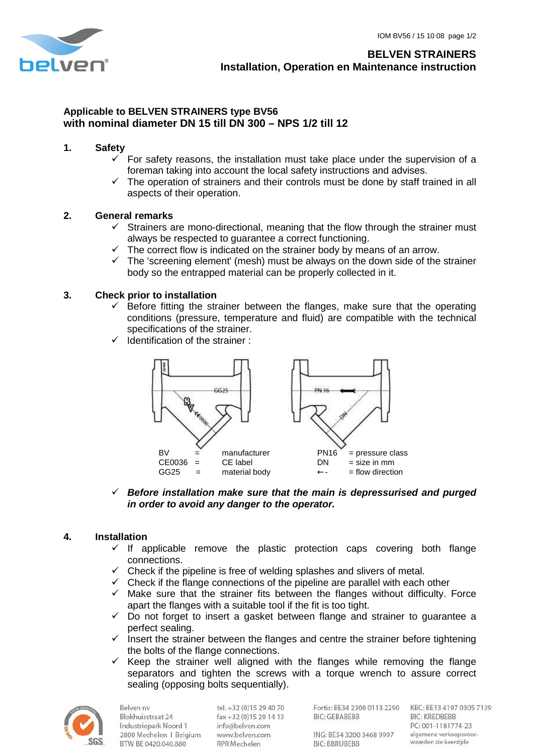# BELVEN STRAINERS
## Installation, Operation en Maintenance instruction

**Applicable to BELVEN STRAINERS type BV56**
**with nominal diameter DN 15 till DN 300 – NPS 1/2 till 12**

### 1. Safety

- ✓ For safety reasons, the installation must take place under the supervision of a foreman taking into account the local safety instructions and advises.
- ✓ The operation of strainers and their controls must be done by staff trained in all aspects of their operation.

### 2. General remarks

- ✓ Strainers are mono-directional, meaning that the flow through the strainer must always be respected to guarantee a correct functioning.
- ✓ The correct flow is indicated on the strainer body by means of an arrow.
- ✓ The 'screening element' (mesh) must be always on the down side of the strainer body so the entrapped material can be properly collected in it.

### 3. Check prior to installation

- ✓ Before fitting the strainer between the flanges, make sure that the operating conditions (pressure, temperature and fluid) are compatible with the technical specifications of the strainer.
- ✓ Identification of the strainer :

| | | | | |
|---|---|---|---|---|
| BV | = | manufacturer | PN16 | = pressure class |
| CE0036 | = | CE label | DN | = size in mm |
| GG25 | = | material body | ←- | = flow direction |

- ✓ ***Before installation make sure that the main is depressurised and purged in order to avoid any danger to the operator.***

### 4. Installation

- ✓ If applicable remove the plastic protection caps covering both flange connections.
- ✓ Check if the pipeline is free of welding splashes and slivers of metal.
- ✓ Check if the flange connections of the pipeline are parallel with each other
- ✓ Make sure that the strainer fits between the flanges without difficulty. Force apart the flanges with a suitable tool if the fit is too tight.
- ✓ Do not forget to insert a gasket between flange and strainer to guarantee a perfect sealing.
- ✓ Insert the strainer between the flanges and centre the strainer before tightening the bolts of the flange connections.
- ✓ Keep the strainer well aligned with the flanges while removing the flange separators and tighten the screws with a torque wrench to assure correct sealing (opposing bolts sequentially).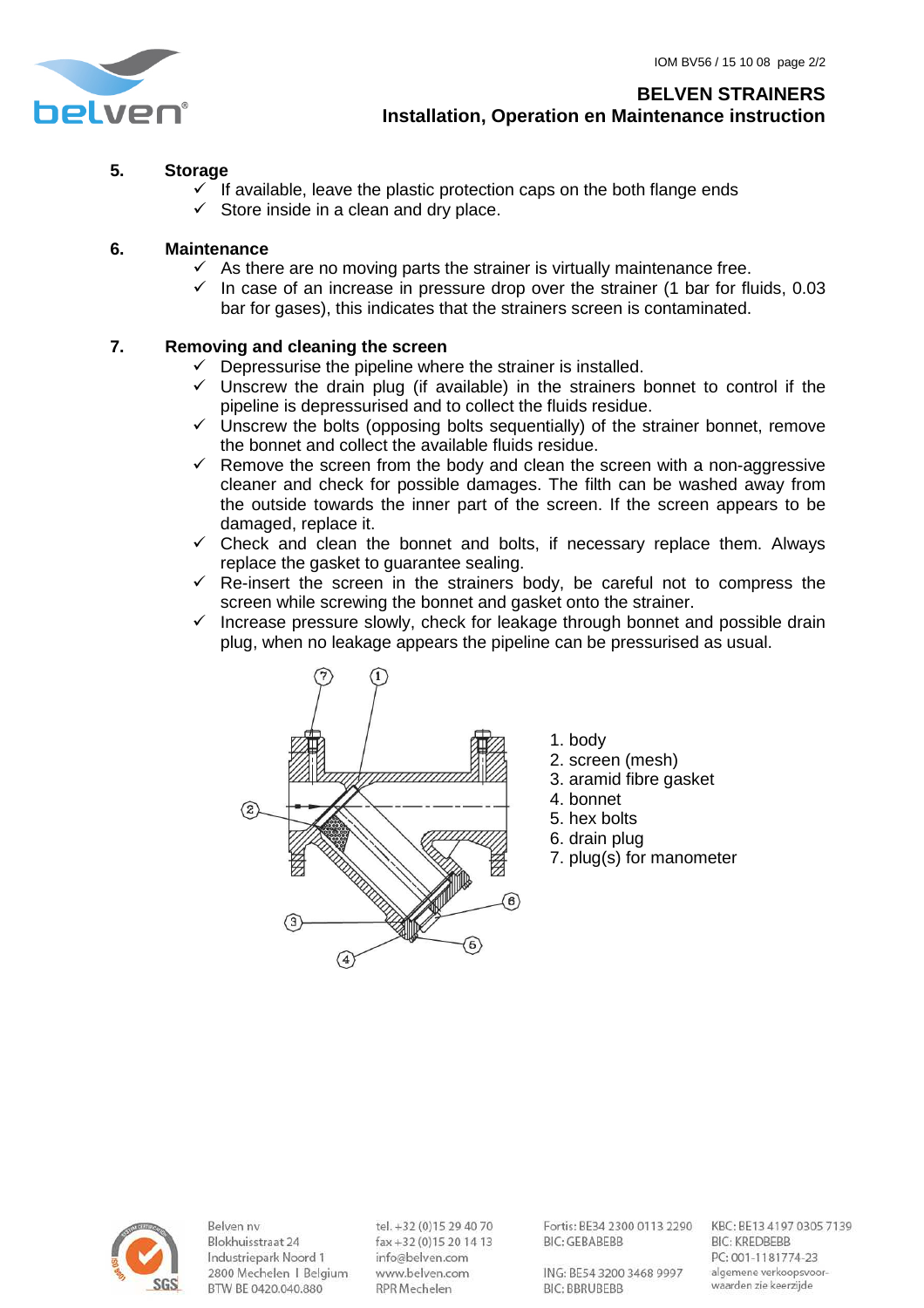## 5. Storage

- ✓ If available, leave the plastic protection caps on the both flange ends
- ✓ Store inside in a clean and dry place.

## 6. Maintenance

- ✓ As there are no moving parts the strainer is virtually maintenance free.
- ✓ In case of an increase in pressure drop over the strainer (1 bar for fluids, 0.03 bar for gases), this indicates that the strainers screen is contaminated.

## 7. Removing and cleaning the screen

- ✓ Depressurise the pipeline where the strainer is installed.
- ✓ Unscrew the drain plug (if available) in the strainers bonnet to control if the pipeline is depressurised and to collect the fluids residue.
- ✓ Unscrew the bolts (opposing bolts sequentially) of the strainer bonnet, remove the bonnet and collect the available fluids residue.
- ✓ Remove the screen from the body and clean the screen with a non-aggressive cleaner and check for possible damages. The filth can be washed away from the outside towards the inner part of the screen. If the screen appears to be damaged, replace it.
- ✓ Check and clean the bonnet and bolts, if necessary replace them. Always replace the gasket to guarantee sealing.
- ✓ Re-insert the screen in the strainers body, be careful not to compress the screen while screwing the bonnet and gasket onto the strainer.
- ✓ Increase pressure slowly, check for leakage through bonnet and possible drain plug, when no leakage appears the pipeline can be pressurised as usual.

1. body
2. screen (mesh)
3. aramid fibre gasket
4. bonnet
5. hex bolts
6. drain plug
7. plug(s) for manometer

Belven nv
Blokhuisstraat 24
Industriepark Noord 1
2800 Mechelen | Belgium
BTW BE 0420.040.880

tel. +32 (0)15 29 40 70
fax +32 (0)15 20 14 13
info@belven.com
www.belven.com
RPR Mechelen

Fortis: BE34 2300 0113 2290
BIC: GEBABEBB

ING: BE54 3200 3468 9997
BIC: BBRUBEBB

KBC: BE13 4197 0305 7139
BIC: KREDBEBB
PC: 001-1181774-23
algemene verkoopsvoorwaarden zie keerzijde